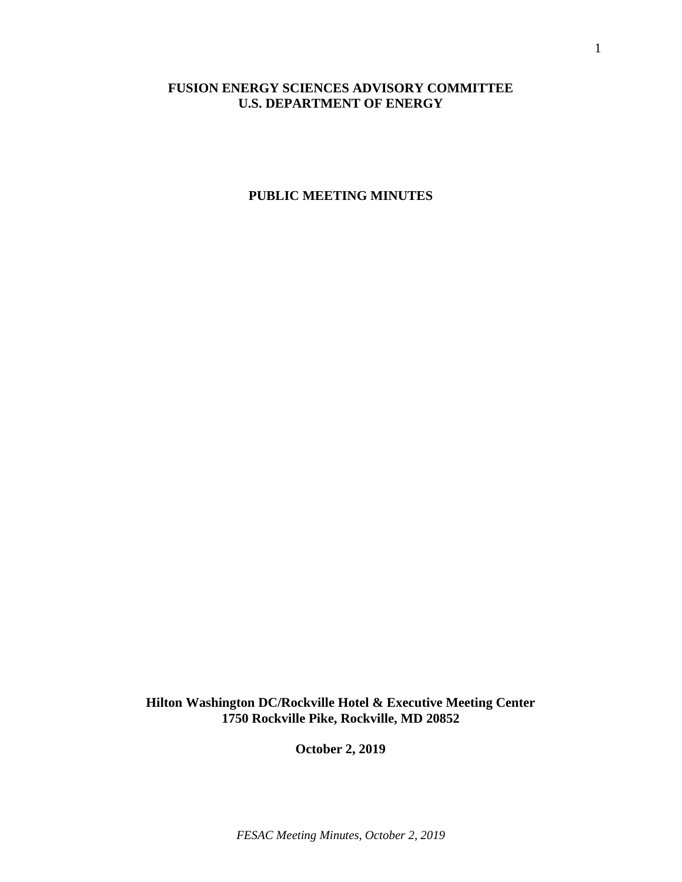# FUSION ENERGY SCIENCES ADVISORY COMMITTEE
# U.S. DEPARTMENT OF ENERGY

## PUBLIC MEETING MINUTES

**Hilton Washington DC/Rockville Hotel & Executive Meeting Center**
**1750 Rockville Pike, Rockville, MD 20852**

**October 2, 2019**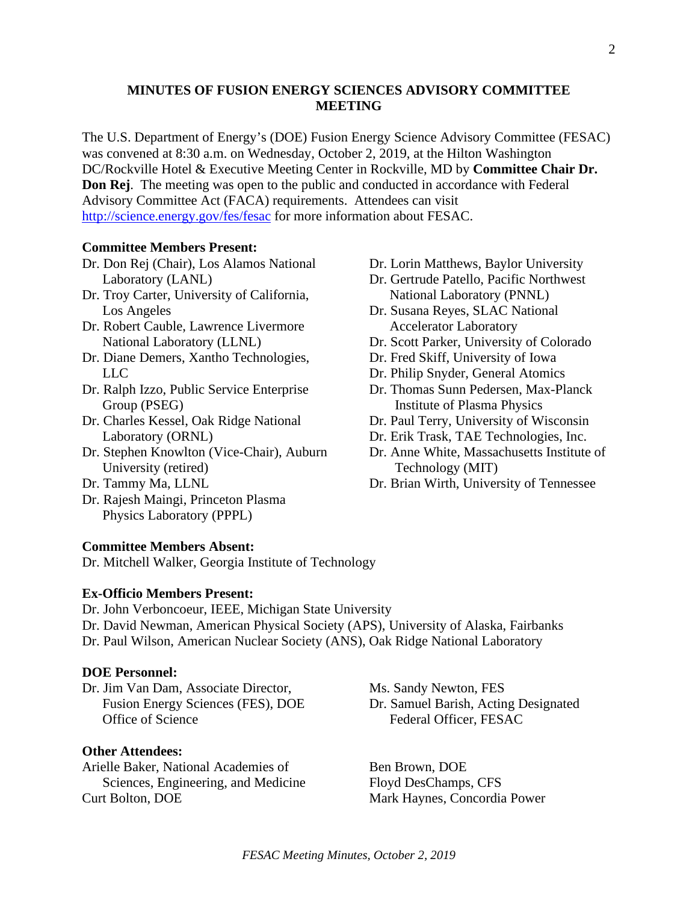# MINUTES OF FUSION ENERGY SCIENCES ADVISORY COMMITTEE MEETING

The U.S. Department of Energy's (DOE) Fusion Energy Science Advisory Committee (FESAC) was convened at 8:30 a.m. on Wednesday, October 2, 2019, at the Hilton Washington DC/Rockville Hotel & Executive Meeting Center in Rockville, MD by **Committee Chair Dr. Don Rej**. The meeting was open to the public and conducted in accordance with Federal Advisory Committee Act (FACA) requirements. Attendees can visit http://science.energy.gov/fes/fesac for more information about FESAC.

**Committee Members Present:**

- Dr. Don Rej (Chair), Los Alamos National Laboratory (LANL)
- Dr. Troy Carter, University of California, Los Angeles
- Dr. Robert Cauble, Lawrence Livermore National Laboratory (LLNL)
- Dr. Diane Demers, Xantho Technologies, LLC
- Dr. Ralph Izzo, Public Service Enterprise Group (PSEG)
- Dr. Charles Kessel, Oak Ridge National Laboratory (ORNL)
- Dr. Stephen Knowlton (Vice-Chair), Auburn University (retired)
- Dr. Tammy Ma, LLNL
- Dr. Rajesh Maingi, Princeton Plasma Physics Laboratory (PPPL)
- Dr. Lorin Matthews, Baylor University
- Dr. Gertrude Patello, Pacific Northwest National Laboratory (PNNL)
- Dr. Susana Reyes, SLAC National Accelerator Laboratory
- Dr. Scott Parker, University of Colorado
- Dr. Fred Skiff, University of Iowa
- Dr. Philip Snyder, General Atomics
- Dr. Thomas Sunn Pedersen, Max-Planck Institute of Plasma Physics
- Dr. Paul Terry, University of Wisconsin
- Dr. Erik Trask, TAE Technologies, Inc.
- Dr. Anne White, Massachusetts Institute of Technology (MIT)
- Dr. Brian Wirth, University of Tennessee

**Committee Members Absent:**

Dr. Mitchell Walker, Georgia Institute of Technology

**Ex-Officio Members Present:**

Dr. John Verboncoeur, IEEE, Michigan State University
Dr. David Newman, American Physical Society (APS), University of Alaska, Fairbanks
Dr. Paul Wilson, American Nuclear Society (ANS), Oak Ridge National Laboratory

**DOE Personnel:**

- Dr. Jim Van Dam, Associate Director, Fusion Energy Sciences (FES), DOE Office of Science
- Ms. Sandy Newton, FES
- Dr. Samuel Barish, Acting Designated Federal Officer, FESAC

**Other Attendees:**

- Arielle Baker, National Academies of Sciences, Engineering, and Medicine
- Curt Bolton, DOE
- Ben Brown, DOE
- Floyd DesChamps, CFS
- Mark Haynes, Concordia Power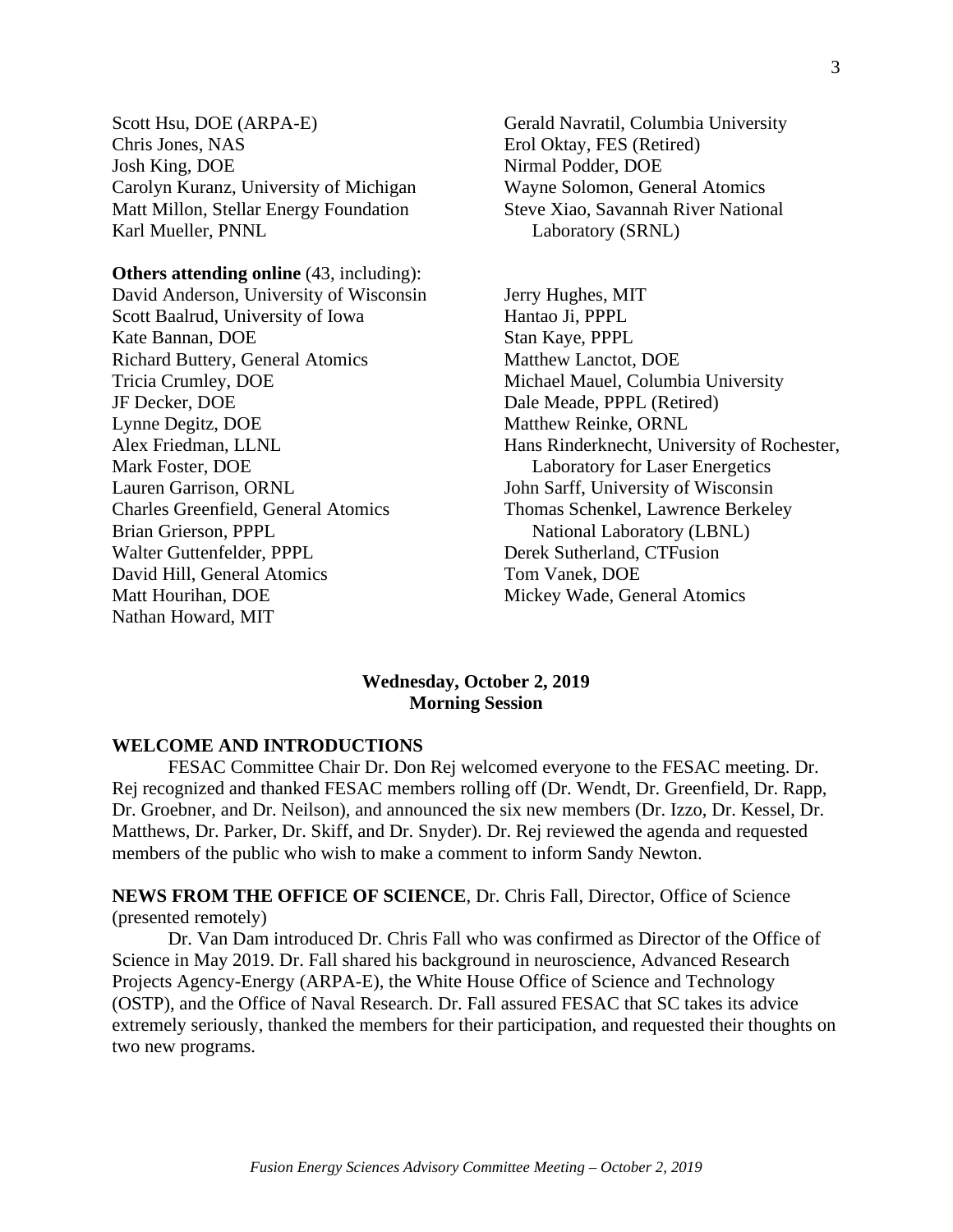Scott Hsu, DOE (ARPA-E)
Chris Jones, NAS
Josh King, DOE
Carolyn Kuranz, University of Michigan
Matt Millon, Stellar Energy Foundation
Karl Mueller, PNNL
Gerald Navratil, Columbia University
Erol Oktay, FES (Retired)
Nirmal Podder, DOE
Wayne Solomon, General Atomics
Steve Xiao, Savannah River National Laboratory (SRNL)

**Others attending online** (43, including):

David Anderson, University of Wisconsin
Scott Baalrud, University of Iowa
Kate Bannan, DOE
Richard Buttery, General Atomics
Tricia Crumley, DOE
JF Decker, DOE
Lynne Degitz, DOE
Alex Friedman, LLNL
Mark Foster, DOE
Lauren Garrison, ORNL
Charles Greenfield, General Atomics
Brian Grierson, PPPL
Walter Guttenfelder, PPPL
David Hill, General Atomics
Matt Hourihan, DOE
Nathan Howard, MIT
Jerry Hughes, MIT
Hantao Ji, PPPL
Stan Kaye, PPPL
Matthew Lanctot, DOE
Michael Mauel, Columbia University
Dale Meade, PPPL (Retired)
Matthew Reinke, ORNL
Hans Rinderknecht, University of Rochester, Laboratory for Laser Energetics
John Sarff, University of Wisconsin
Thomas Schenkel, Lawrence Berkeley National Laboratory (LBNL)
Derek Sutherland, CTFusion
Tom Vanek, DOE
Mickey Wade, General Atomics

**Wednesday, October 2, 2019**
**Morning Session**

**WELCOME AND INTRODUCTIONS**

FESAC Committee Chair Dr. Don Rej welcomed everyone to the FESAC meeting. Dr. Rej recognized and thanked FESAC members rolling off (Dr. Wendt, Dr. Greenfield, Dr. Rapp, Dr. Groebner, and Dr. Neilson), and announced the six new members (Dr. Izzo, Dr. Kessel, Dr. Matthews, Dr. Parker, Dr. Skiff, and Dr. Snyder). Dr. Rej reviewed the agenda and requested members of the public who wish to make a comment to inform Sandy Newton.

**NEWS FROM THE OFFICE OF SCIENCE**, Dr. Chris Fall, Director, Office of Science (presented remotely)

Dr. Van Dam introduced Dr. Chris Fall who was confirmed as Director of the Office of Science in May 2019. Dr. Fall shared his background in neuroscience, Advanced Research Projects Agency-Energy (ARPA-E), the White House Office of Science and Technology (OSTP), and the Office of Naval Research. Dr. Fall assured FESAC that SC takes its advice extremely seriously, thanked the members for their participation, and requested their thoughts on two new programs.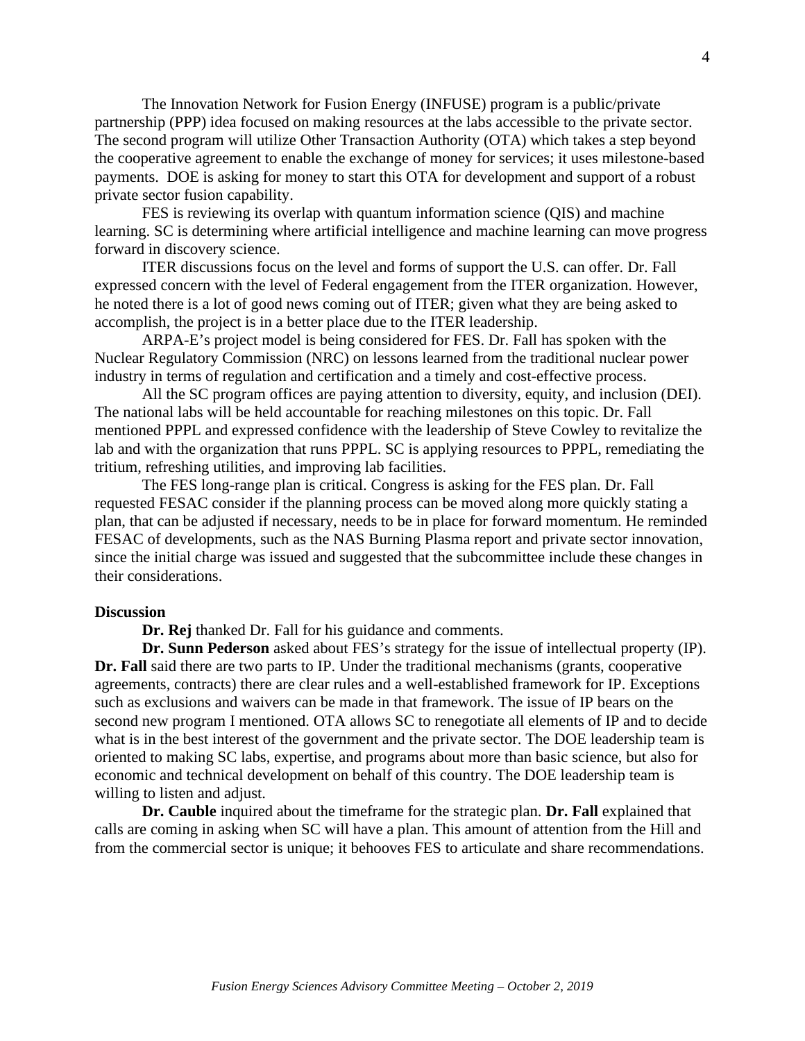The Innovation Network for Fusion Energy (INFUSE) program is a public/private partnership (PPP) idea focused on making resources at the labs accessible to the private sector. The second program will utilize Other Transaction Authority (OTA) which takes a step beyond the cooperative agreement to enable the exchange of money for services; it uses milestone-based payments. DOE is asking for money to start this OTA for development and support of a robust private sector fusion capability.

FES is reviewing its overlap with quantum information science (QIS) and machine learning. SC is determining where artificial intelligence and machine learning can move progress forward in discovery science.

ITER discussions focus on the level and forms of support the U.S. can offer. Dr. Fall expressed concern with the level of Federal engagement from the ITER organization. However, he noted there is a lot of good news coming out of ITER; given what they are being asked to accomplish, the project is in a better place due to the ITER leadership.

ARPA-E's project model is being considered for FES. Dr. Fall has spoken with the Nuclear Regulatory Commission (NRC) on lessons learned from the traditional nuclear power industry in terms of regulation and certification and a timely and cost-effective process.

All the SC program offices are paying attention to diversity, equity, and inclusion (DEI). The national labs will be held accountable for reaching milestones on this topic. Dr. Fall mentioned PPPL and expressed confidence with the leadership of Steve Cowley to revitalize the lab and with the organization that runs PPPL. SC is applying resources to PPPL, remediating the tritium, refreshing utilities, and improving lab facilities.

The FES long-range plan is critical. Congress is asking for the FES plan. Dr. Fall requested FESAC consider if the planning process can be moved along more quickly stating a plan, that can be adjusted if necessary, needs to be in place for forward momentum. He reminded FESAC of developments, such as the NAS Burning Plasma report and private sector innovation, since the initial charge was issued and suggested that the subcommittee include these changes in their considerations.

**Discussion**

**Dr. Rej** thanked Dr. Fall for his guidance and comments.

**Dr. Sunn Pederson** asked about FES's strategy for the issue of intellectual property (IP). **Dr. Fall** said there are two parts to IP. Under the traditional mechanisms (grants, cooperative agreements, contracts) there are clear rules and a well-established framework for IP. Exceptions such as exclusions and waivers can be made in that framework. The issue of IP bears on the second new program I mentioned. OTA allows SC to renegotiate all elements of IP and to decide what is in the best interest of the government and the private sector. The DOE leadership team is oriented to making SC labs, expertise, and programs about more than basic science, but also for economic and technical development on behalf of this country. The DOE leadership team is willing to listen and adjust.

**Dr. Cauble** inquired about the timeframe for the strategic plan. **Dr. Fall** explained that calls are coming in asking when SC will have a plan. This amount of attention from the Hill and from the commercial sector is unique; it behooves FES to articulate and share recommendations.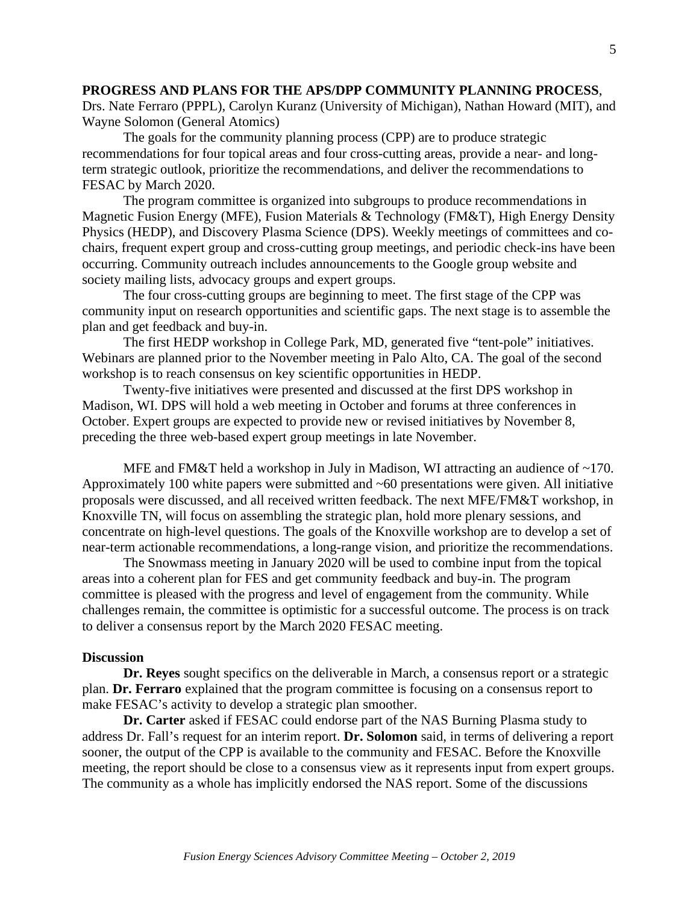**PROGRESS AND PLANS FOR THE APS/DPP COMMUNITY PLANNING PROCESS**, Drs. Nate Ferraro (PPPL), Carolyn Kuranz (University of Michigan), Nathan Howard (MIT), and Wayne Solomon (General Atomics)

The goals for the community planning process (CPP) are to produce strategic recommendations for four topical areas and four cross-cutting areas, provide a near- and long-term strategic outlook, prioritize the recommendations, and deliver the recommendations to FESAC by March 2020.

The program committee is organized into subgroups to produce recommendations in Magnetic Fusion Energy (MFE), Fusion Materials & Technology (FM&T), High Energy Density Physics (HEDP), and Discovery Plasma Science (DPS). Weekly meetings of committees and co-chairs, frequent expert group and cross-cutting group meetings, and periodic check-ins have been occurring. Community outreach includes announcements to the Google group website and society mailing lists, advocacy groups and expert groups.

The four cross-cutting groups are beginning to meet. The first stage of the CPP was community input on research opportunities and scientific gaps. The next stage is to assemble the plan and get feedback and buy-in.

The first HEDP workshop in College Park, MD, generated five "tent-pole" initiatives. Webinars are planned prior to the November meeting in Palo Alto, CA. The goal of the second workshop is to reach consensus on key scientific opportunities in HEDP.

Twenty-five initiatives were presented and discussed at the first DPS workshop in Madison, WI. DPS will hold a web meeting in October and forums at three conferences in October. Expert groups are expected to provide new or revised initiatives by November 8, preceding the three web-based expert group meetings in late November.

MFE and FM&T held a workshop in July in Madison, WI attracting an audience of ~170. Approximately 100 white papers were submitted and ~60 presentations were given. All initiative proposals were discussed, and all received written feedback. The next MFE/FM&T workshop, in Knoxville TN, will focus on assembling the strategic plan, hold more plenary sessions, and concentrate on high-level questions. The goals of the Knoxville workshop are to develop a set of near-term actionable recommendations, a long-range vision, and prioritize the recommendations.

The Snowmass meeting in January 2020 will be used to combine input from the topical areas into a coherent plan for FES and get community feedback and buy-in. The program committee is pleased with the progress and level of engagement from the community. While challenges remain, the committee is optimistic for a successful outcome. The process is on track to deliver a consensus report by the March 2020 FESAC meeting.

**Discussion**

**Dr. Reyes** sought specifics on the deliverable in March, a consensus report or a strategic plan. **Dr. Ferraro** explained that the program committee is focusing on a consensus report to make FESAC's activity to develop a strategic plan smoother.

**Dr. Carter** asked if FESAC could endorse part of the NAS Burning Plasma study to address Dr. Fall's request for an interim report. **Dr. Solomon** said, in terms of delivering a report sooner, the output of the CPP is available to the community and FESAC. Before the Knoxville meeting, the report should be close to a consensus view as it represents input from expert groups. The community as a whole has implicitly endorsed the NAS report. Some of the discussions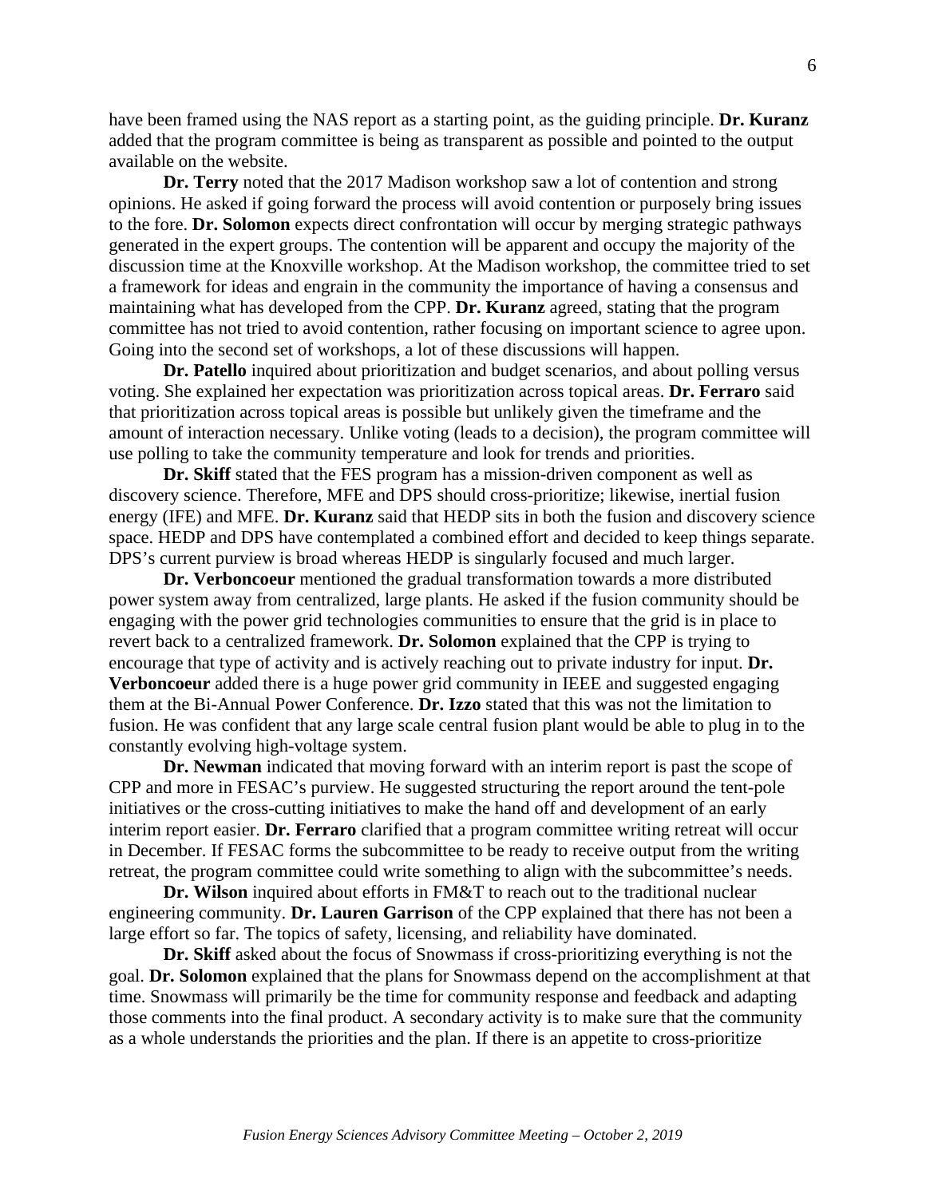have been framed using the NAS report as a starting point, as the guiding principle. **Dr. Kuranz** added that the program committee is being as transparent as possible and pointed to the output available on the website.

**Dr. Terry** noted that the 2017 Madison workshop saw a lot of contention and strong opinions. He asked if going forward the process will avoid contention or purposely bring issues to the fore. **Dr. Solomon** expects direct confrontation will occur by merging strategic pathways generated in the expert groups. The contention will be apparent and occupy the majority of the discussion time at the Knoxville workshop. At the Madison workshop, the committee tried to set a framework for ideas and engrain in the community the importance of having a consensus and maintaining what has developed from the CPP. **Dr. Kuranz** agreed, stating that the program committee has not tried to avoid contention, rather focusing on important science to agree upon. Going into the second set of workshops, a lot of these discussions will happen.

**Dr. Patello** inquired about prioritization and budget scenarios, and about polling versus voting. She explained her expectation was prioritization across topical areas. **Dr. Ferraro** said that prioritization across topical areas is possible but unlikely given the timeframe and the amount of interaction necessary. Unlike voting (leads to a decision), the program committee will use polling to take the community temperature and look for trends and priorities.

**Dr. Skiff** stated that the FES program has a mission-driven component as well as discovery science. Therefore, MFE and DPS should cross-prioritize; likewise, inertial fusion energy (IFE) and MFE. **Dr. Kuranz** said that HEDP sits in both the fusion and discovery science space. HEDP and DPS have contemplated a combined effort and decided to keep things separate. DPS's current purview is broad whereas HEDP is singularly focused and much larger.

**Dr. Verboncoeur** mentioned the gradual transformation towards a more distributed power system away from centralized, large plants. He asked if the fusion community should be engaging with the power grid technologies communities to ensure that the grid is in place to revert back to a centralized framework. **Dr. Solomon** explained that the CPP is trying to encourage that type of activity and is actively reaching out to private industry for input. **Dr. Verboncoeur** added there is a huge power grid community in IEEE and suggested engaging them at the Bi-Annual Power Conference. **Dr. Izzo** stated that this was not the limitation to fusion. He was confident that any large scale central fusion plant would be able to plug in to the constantly evolving high-voltage system.

**Dr. Newman** indicated that moving forward with an interim report is past the scope of CPP and more in FESAC's purview. He suggested structuring the report around the tent-pole initiatives or the cross-cutting initiatives to make the hand off and development of an early interim report easier. **Dr. Ferraro** clarified that a program committee writing retreat will occur in December. If FESAC forms the subcommittee to be ready to receive output from the writing retreat, the program committee could write something to align with the subcommittee's needs.

**Dr. Wilson** inquired about efforts in FM&T to reach out to the traditional nuclear engineering community. **Dr. Lauren Garrison** of the CPP explained that there has not been a large effort so far. The topics of safety, licensing, and reliability have dominated.

**Dr. Skiff** asked about the focus of Snowmass if cross-prioritizing everything is not the goal. **Dr. Solomon** explained that the plans for Snowmass depend on the accomplishment at that time. Snowmass will primarily be the time for community response and feedback and adapting those comments into the final product. A secondary activity is to make sure that the community as a whole understands the priorities and the plan. If there is an appetite to cross-prioritize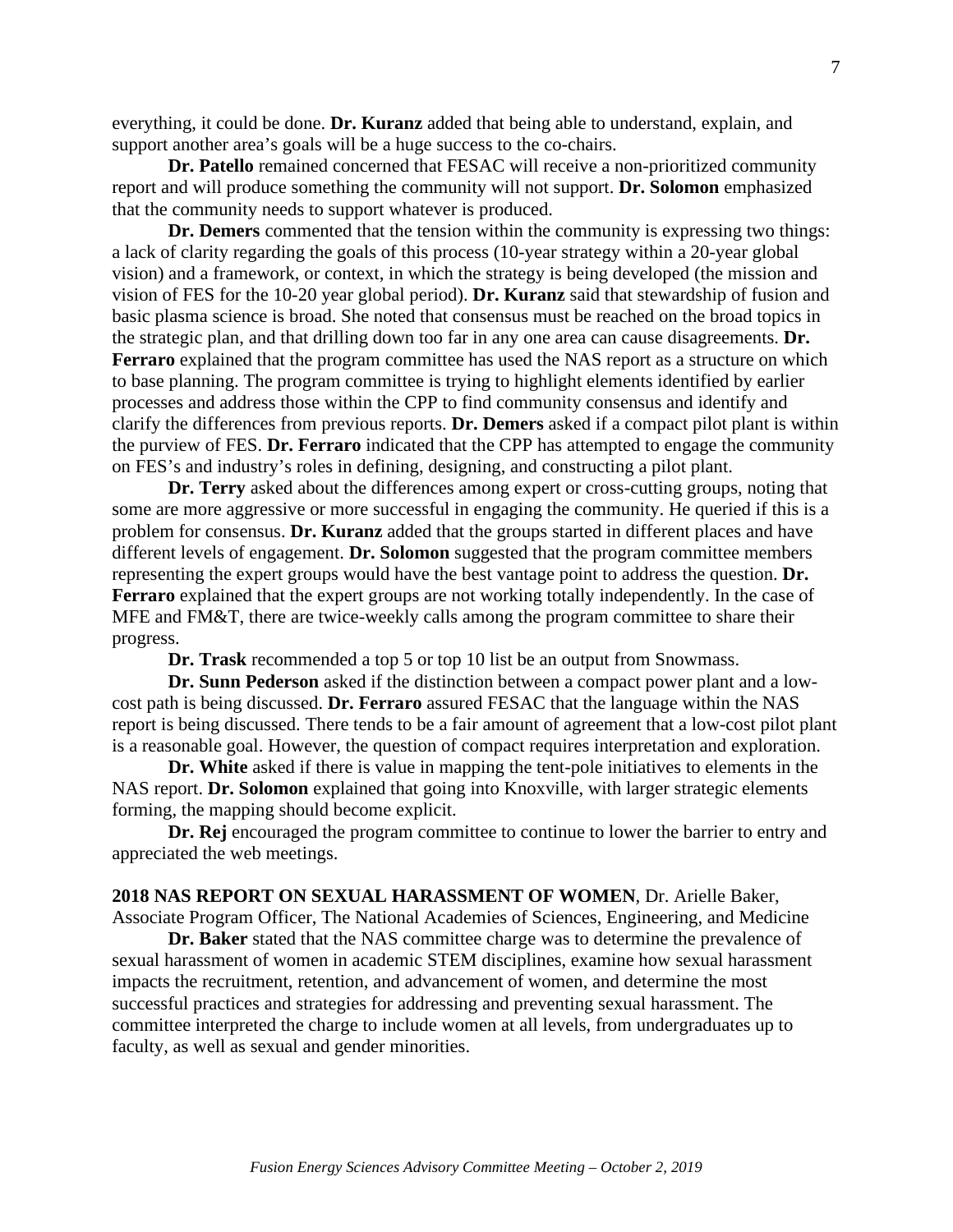everything, it could be done. **Dr. Kuranz** added that being able to understand, explain, and support another area's goals will be a huge success to the co-chairs.

**Dr. Patello** remained concerned that FESAC will receive a non-prioritized community report and will produce something the community will not support. **Dr. Solomon** emphasized that the community needs to support whatever is produced.

**Dr. Demers** commented that the tension within the community is expressing two things: a lack of clarity regarding the goals of this process (10-year strategy within a 20-year global vision) and a framework, or context, in which the strategy is being developed (the mission and vision of FES for the 10-20 year global period). **Dr. Kuranz** said that stewardship of fusion and basic plasma science is broad. She noted that consensus must be reached on the broad topics in the strategic plan, and that drilling down too far in any one area can cause disagreements. **Dr. Ferraro** explained that the program committee has used the NAS report as a structure on which to base planning. The program committee is trying to highlight elements identified by earlier processes and address those within the CPP to find community consensus and identify and clarify the differences from previous reports. **Dr. Demers** asked if a compact pilot plant is within the purview of FES. **Dr. Ferraro** indicated that the CPP has attempted to engage the community on FES's and industry's roles in defining, designing, and constructing a pilot plant.

**Dr. Terry** asked about the differences among expert or cross-cutting groups, noting that some are more aggressive or more successful in engaging the community. He queried if this is a problem for consensus. **Dr. Kuranz** added that the groups started in different places and have different levels of engagement. **Dr. Solomon** suggested that the program committee members representing the expert groups would have the best vantage point to address the question. **Dr. Ferraro** explained that the expert groups are not working totally independently. In the case of MFE and FM&T, there are twice-weekly calls among the program committee to share their progress.

**Dr. Trask** recommended a top 5 or top 10 list be an output from Snowmass.

**Dr. Sunn Pederson** asked if the distinction between a compact power plant and a low-cost path is being discussed. **Dr. Ferraro** assured FESAC that the language within the NAS report is being discussed. There tends to be a fair amount of agreement that a low-cost pilot plant is a reasonable goal. However, the question of compact requires interpretation and exploration.

**Dr. White** asked if there is value in mapping the tent-pole initiatives to elements in the NAS report. **Dr. Solomon** explained that going into Knoxville, with larger strategic elements forming, the mapping should become explicit.

**Dr. Rej** encouraged the program committee to continue to lower the barrier to entry and appreciated the web meetings.

**2018 NAS REPORT ON SEXUAL HARASSMENT OF WOMEN**, Dr. Arielle Baker, Associate Program Officer, The National Academies of Sciences, Engineering, and Medicine

**Dr. Baker** stated that the NAS committee charge was to determine the prevalence of sexual harassment of women in academic STEM disciplines, examine how sexual harassment impacts the recruitment, retention, and advancement of women, and determine the most successful practices and strategies for addressing and preventing sexual harassment. The committee interpreted the charge to include women at all levels, from undergraduates up to faculty, as well as sexual and gender minorities.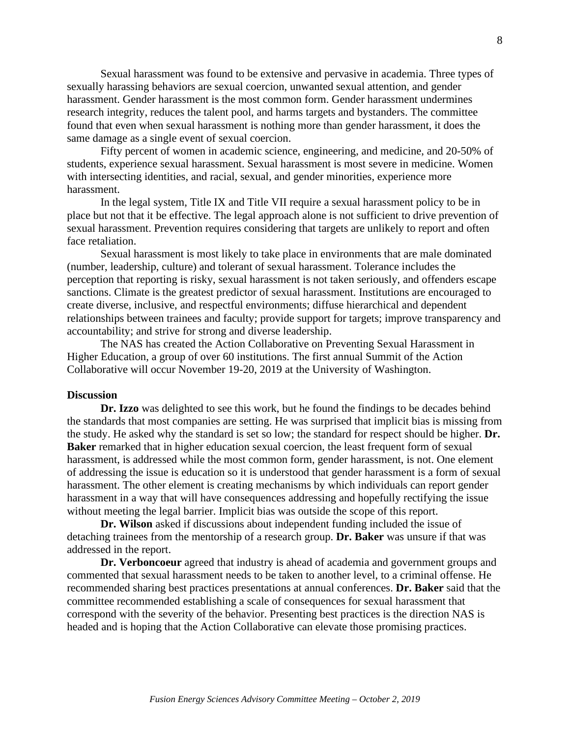Sexual harassment was found to be extensive and pervasive in academia. Three types of sexually harassing behaviors are sexual coercion, unwanted sexual attention, and gender harassment. Gender harassment is the most common form. Gender harassment undermines research integrity, reduces the talent pool, and harms targets and bystanders. The committee found that even when sexual harassment is nothing more than gender harassment, it does the same damage as a single event of sexual coercion.

Fifty percent of women in academic science, engineering, and medicine, and 20-50% of students, experience sexual harassment. Sexual harassment is most severe in medicine. Women with intersecting identities, and racial, sexual, and gender minorities, experience more harassment.

In the legal system, Title IX and Title VII require a sexual harassment policy to be in place but not that it be effective. The legal approach alone is not sufficient to drive prevention of sexual harassment. Prevention requires considering that targets are unlikely to report and often face retaliation.

Sexual harassment is most likely to take place in environments that are male dominated (number, leadership, culture) and tolerant of sexual harassment. Tolerance includes the perception that reporting is risky, sexual harassment is not taken seriously, and offenders escape sanctions. Climate is the greatest predictor of sexual harassment. Institutions are encouraged to create diverse, inclusive, and respectful environments; diffuse hierarchical and dependent relationships between trainees and faculty; provide support for targets; improve transparency and accountability; and strive for strong and diverse leadership.

The NAS has created the Action Collaborative on Preventing Sexual Harassment in Higher Education, a group of over 60 institutions. The first annual Summit of the Action Collaborative will occur November 19-20, 2019 at the University of Washington.

**Discussion**

**Dr. Izzo** was delighted to see this work, but he found the findings to be decades behind the standards that most companies are setting. He was surprised that implicit bias is missing from the study. He asked why the standard is set so low; the standard for respect should be higher. **Dr. Baker** remarked that in higher education sexual coercion, the least frequent form of sexual harassment, is addressed while the most common form, gender harassment, is not. One element of addressing the issue is education so it is understood that gender harassment is a form of sexual harassment. The other element is creating mechanisms by which individuals can report gender harassment in a way that will have consequences addressing and hopefully rectifying the issue without meeting the legal barrier. Implicit bias was outside the scope of this report.

**Dr. Wilson** asked if discussions about independent funding included the issue of detaching trainees from the mentorship of a research group. **Dr. Baker** was unsure if that was addressed in the report.

**Dr. Verboncoeur** agreed that industry is ahead of academia and government groups and commented that sexual harassment needs to be taken to another level, to a criminal offense. He recommended sharing best practices presentations at annual conferences. **Dr. Baker** said that the committee recommended establishing a scale of consequences for sexual harassment that correspond with the severity of the behavior. Presenting best practices is the direction NAS is headed and is hoping that the Action Collaborative can elevate those promising practices.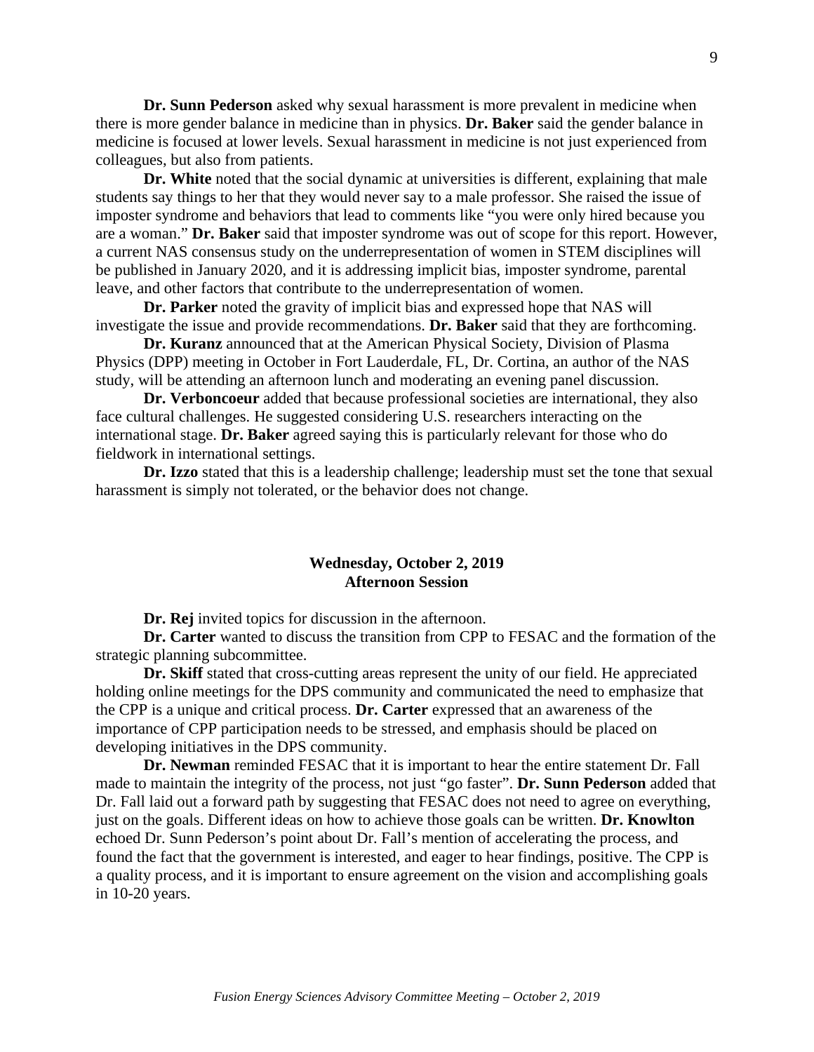**Dr. Sunn Pederson** asked why sexual harassment is more prevalent in medicine when there is more gender balance in medicine than in physics. **Dr. Baker** said the gender balance in medicine is focused at lower levels. Sexual harassment in medicine is not just experienced from colleagues, but also from patients.

**Dr. White** noted that the social dynamic at universities is different, explaining that male students say things to her that they would never say to a male professor. She raised the issue of imposter syndrome and behaviors that lead to comments like "you were only hired because you are a woman." **Dr. Baker** said that imposter syndrome was out of scope for this report. However, a current NAS consensus study on the underrepresentation of women in STEM disciplines will be published in January 2020, and it is addressing implicit bias, imposter syndrome, parental leave, and other factors that contribute to the underrepresentation of women.

**Dr. Parker** noted the gravity of implicit bias and expressed hope that NAS will investigate the issue and provide recommendations. **Dr. Baker** said that they are forthcoming.

**Dr. Kuranz** announced that at the American Physical Society, Division of Plasma Physics (DPP) meeting in October in Fort Lauderdale, FL, Dr. Cortina, an author of the NAS study, will be attending an afternoon lunch and moderating an evening panel discussion.

**Dr. Verboncoeur** added that because professional societies are international, they also face cultural challenges. He suggested considering U.S. researchers interacting on the international stage. **Dr. Baker** agreed saying this is particularly relevant for those who do fieldwork in international settings.

**Dr. Izzo** stated that this is a leadership challenge; leadership must set the tone that sexual harassment is simply not tolerated, or the behavior does not change.

## Wednesday, October 2, 2019
## Afternoon Session

**Dr. Rej** invited topics for discussion in the afternoon.

**Dr. Carter** wanted to discuss the transition from CPP to FESAC and the formation of the strategic planning subcommittee.

**Dr. Skiff** stated that cross-cutting areas represent the unity of our field. He appreciated holding online meetings for the DPS community and communicated the need to emphasize that the CPP is a unique and critical process. **Dr. Carter** expressed that an awareness of the importance of CPP participation needs to be stressed, and emphasis should be placed on developing initiatives in the DPS community.

**Dr. Newman** reminded FESAC that it is important to hear the entire statement Dr. Fall made to maintain the integrity of the process, not just "go faster". **Dr. Sunn Pederson** added that Dr. Fall laid out a forward path by suggesting that FESAC does not need to agree on everything, just on the goals. Different ideas on how to achieve those goals can be written. **Dr. Knowlton** echoed Dr. Sunn Pederson's point about Dr. Fall's mention of accelerating the process, and found the fact that the government is interested, and eager to hear findings, positive. The CPP is a quality process, and it is important to ensure agreement on the vision and accomplishing goals in 10-20 years.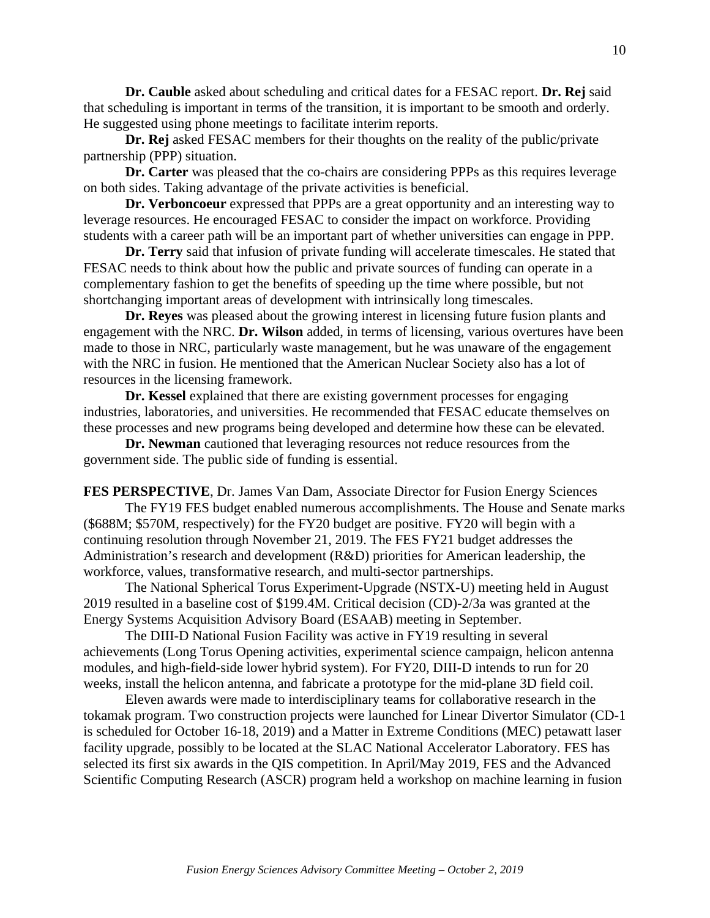**Dr. Cauble** asked about scheduling and critical dates for a FESAC report. **Dr. Rej** said that scheduling is important in terms of the transition, it is important to be smooth and orderly. He suggested using phone meetings to facilitate interim reports.

**Dr. Rej** asked FESAC members for their thoughts on the reality of the public/private partnership (PPP) situation.

**Dr. Carter** was pleased that the co-chairs are considering PPPs as this requires leverage on both sides. Taking advantage of the private activities is beneficial.

**Dr. Verboncoeur** expressed that PPPs are a great opportunity and an interesting way to leverage resources. He encouraged FESAC to consider the impact on workforce. Providing students with a career path will be an important part of whether universities can engage in PPP.

**Dr. Terry** said that infusion of private funding will accelerate timescales. He stated that FESAC needs to think about how the public and private sources of funding can operate in a complementary fashion to get the benefits of speeding up the time where possible, but not shortchanging important areas of development with intrinsically long timescales.

**Dr. Reyes** was pleased about the growing interest in licensing future fusion plants and engagement with the NRC. **Dr. Wilson** added, in terms of licensing, various overtures have been made to those in NRC, particularly waste management, but he was unaware of the engagement with the NRC in fusion. He mentioned that the American Nuclear Society also has a lot of resources in the licensing framework.

**Dr. Kessel** explained that there are existing government processes for engaging industries, laboratories, and universities. He recommended that FESAC educate themselves on these processes and new programs being developed and determine how these can be elevated.

**Dr. Newman** cautioned that leveraging resources not reduce resources from the government side. The public side of funding is essential.

**FES PERSPECTIVE**, Dr. James Van Dam, Associate Director for Fusion Energy Sciences

The FY19 FES budget enabled numerous accomplishments. The House and Senate marks ($688M; $570M, respectively) for the FY20 budget are positive. FY20 will begin with a continuing resolution through November 21, 2019. The FES FY21 budget addresses the Administration's research and development (R&D) priorities for American leadership, the workforce, values, transformative research, and multi-sector partnerships.

The National Spherical Torus Experiment-Upgrade (NSTX-U) meeting held in August 2019 resulted in a baseline cost of $199.4M. Critical decision (CD)-2/3a was granted at the Energy Systems Acquisition Advisory Board (ESAAB) meeting in September.

The DIII-D National Fusion Facility was active in FY19 resulting in several achievements (Long Torus Opening activities, experimental science campaign, helicon antenna modules, and high-field-side lower hybrid system). For FY20, DIII-D intends to run for 20 weeks, install the helicon antenna, and fabricate a prototype for the mid-plane 3D field coil.

Eleven awards were made to interdisciplinary teams for collaborative research in the tokamak program. Two construction projects were launched for Linear Divertor Simulator (CD-1 is scheduled for October 16-18, 2019) and a Matter in Extreme Conditions (MEC) petawatt laser facility upgrade, possibly to be located at the SLAC National Accelerator Laboratory. FES has selected its first six awards in the QIS competition. In April/May 2019, FES and the Advanced Scientific Computing Research (ASCR) program held a workshop on machine learning in fusion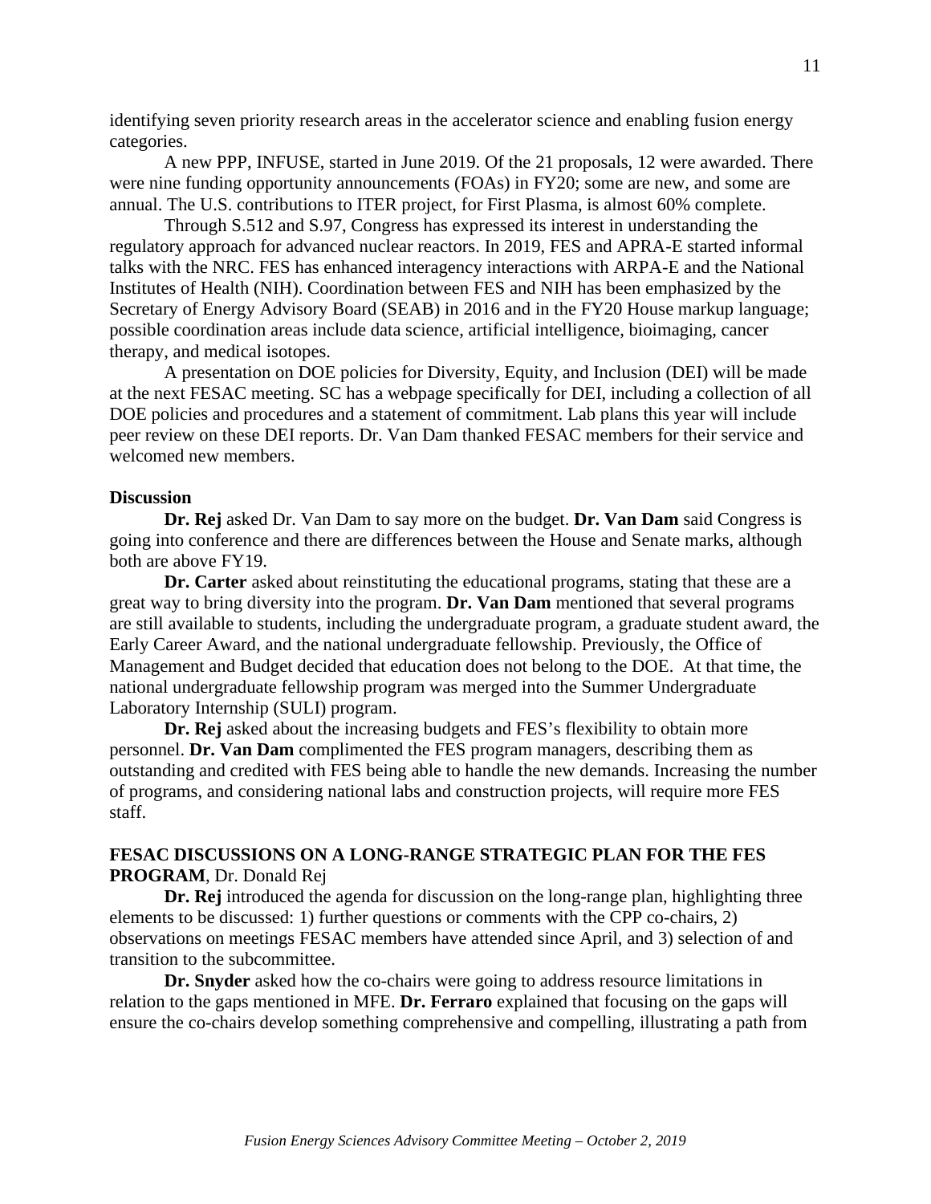identifying seven priority research areas in the accelerator science and enabling fusion energy categories.

A new PPP, INFUSE, started in June 2019. Of the 21 proposals, 12 were awarded. There were nine funding opportunity announcements (FOAs) in FY20; some are new, and some are annual. The U.S. contributions to ITER project, for First Plasma, is almost 60% complete.

Through S.512 and S.97, Congress has expressed its interest in understanding the regulatory approach for advanced nuclear reactors. In 2019, FES and APRA-E started informal talks with the NRC. FES has enhanced interagency interactions with ARPA-E and the National Institutes of Health (NIH). Coordination between FES and NIH has been emphasized by the Secretary of Energy Advisory Board (SEAB) in 2016 and in the FY20 House markup language; possible coordination areas include data science, artificial intelligence, bioimaging, cancer therapy, and medical isotopes.

A presentation on DOE policies for Diversity, Equity, and Inclusion (DEI) will be made at the next FESAC meeting. SC has a webpage specifically for DEI, including a collection of all DOE policies and procedures and a statement of commitment. Lab plans this year will include peer review on these DEI reports. Dr. Van Dam thanked FESAC members for their service and welcomed new members.

**Discussion**

**Dr. Rej** asked Dr. Van Dam to say more on the budget. **Dr. Van Dam** said Congress is going into conference and there are differences between the House and Senate marks, although both are above FY19.

**Dr. Carter** asked about reinstituting the educational programs, stating that these are a great way to bring diversity into the program. **Dr. Van Dam** mentioned that several programs are still available to students, including the undergraduate program, a graduate student award, the Early Career Award, and the national undergraduate fellowship. Previously, the Office of Management and Budget decided that education does not belong to the DOE. At that time, the national undergraduate fellowship program was merged into the Summer Undergraduate Laboratory Internship (SULI) program.

**Dr. Rej** asked about the increasing budgets and FES's flexibility to obtain more personnel. **Dr. Van Dam** complimented the FES program managers, describing them as outstanding and credited with FES being able to handle the new demands. Increasing the number of programs, and considering national labs and construction projects, will require more FES staff.

**FESAC DISCUSSIONS ON A LONG-RANGE STRATEGIC PLAN FOR THE FES PROGRAM**, Dr. Donald Rej

**Dr. Rej** introduced the agenda for discussion on the long-range plan, highlighting three elements to be discussed: 1) further questions or comments with the CPP co-chairs, 2) observations on meetings FESAC members have attended since April, and 3) selection of and transition to the subcommittee.

**Dr. Snyder** asked how the co-chairs were going to address resource limitations in relation to the gaps mentioned in MFE. **Dr. Ferraro** explained that focusing on the gaps will ensure the co-chairs develop something comprehensive and compelling, illustrating a path from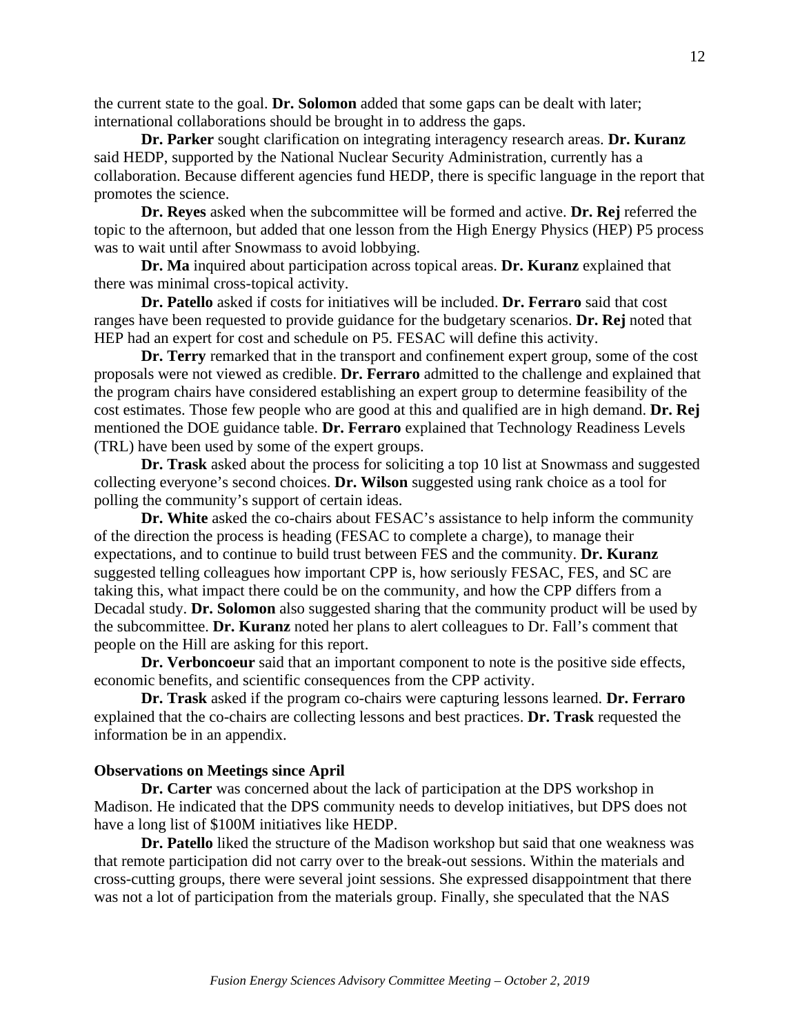the current state to the goal. **Dr. Solomon** added that some gaps can be dealt with later; international collaborations should be brought in to address the gaps.

**Dr. Parker** sought clarification on integrating interagency research areas. **Dr. Kuranz** said HEDP, supported by the National Nuclear Security Administration, currently has a collaboration. Because different agencies fund HEDP, there is specific language in the report that promotes the science.

**Dr. Reyes** asked when the subcommittee will be formed and active. **Dr. Rej** referred the topic to the afternoon, but added that one lesson from the High Energy Physics (HEP) P5 process was to wait until after Snowmass to avoid lobbying.

**Dr. Ma** inquired about participation across topical areas. **Dr. Kuranz** explained that there was minimal cross-topical activity.

**Dr. Patello** asked if costs for initiatives will be included. **Dr. Ferraro** said that cost ranges have been requested to provide guidance for the budgetary scenarios. **Dr. Rej** noted that HEP had an expert for cost and schedule on P5. FESAC will define this activity.

**Dr. Terry** remarked that in the transport and confinement expert group, some of the cost proposals were not viewed as credible. **Dr. Ferraro** admitted to the challenge and explained that the program chairs have considered establishing an expert group to determine feasibility of the cost estimates. Those few people who are good at this and qualified are in high demand. **Dr. Rej** mentioned the DOE guidance table. **Dr. Ferraro** explained that Technology Readiness Levels (TRL) have been used by some of the expert groups.

**Dr. Trask** asked about the process for soliciting a top 10 list at Snowmass and suggested collecting everyone's second choices. **Dr. Wilson** suggested using rank choice as a tool for polling the community's support of certain ideas.

**Dr. White** asked the co-chairs about FESAC's assistance to help inform the community of the direction the process is heading (FESAC to complete a charge), to manage their expectations, and to continue to build trust between FES and the community. **Dr. Kuranz** suggested telling colleagues how important CPP is, how seriously FESAC, FES, and SC are taking this, what impact there could be on the community, and how the CPP differs from a Decadal study. **Dr. Solomon** also suggested sharing that the community product will be used by the subcommittee. **Dr. Kuranz** noted her plans to alert colleagues to Dr. Fall's comment that people on the Hill are asking for this report.

**Dr. Verboncoeur** said that an important component to note is the positive side effects, economic benefits, and scientific consequences from the CPP activity.

**Dr. Trask** asked if the program co-chairs were capturing lessons learned. **Dr. Ferraro** explained that the co-chairs are collecting lessons and best practices. **Dr. Trask** requested the information be in an appendix.

**Observations on Meetings since April**

**Dr. Carter** was concerned about the lack of participation at the DPS workshop in Madison. He indicated that the DPS community needs to develop initiatives, but DPS does not have a long list of $100M initiatives like HEDP.

**Dr. Patello** liked the structure of the Madison workshop but said that one weakness was that remote participation did not carry over to the break-out sessions. Within the materials and cross-cutting groups, there were several joint sessions. She expressed disappointment that there was not a lot of participation from the materials group. Finally, she speculated that the NAS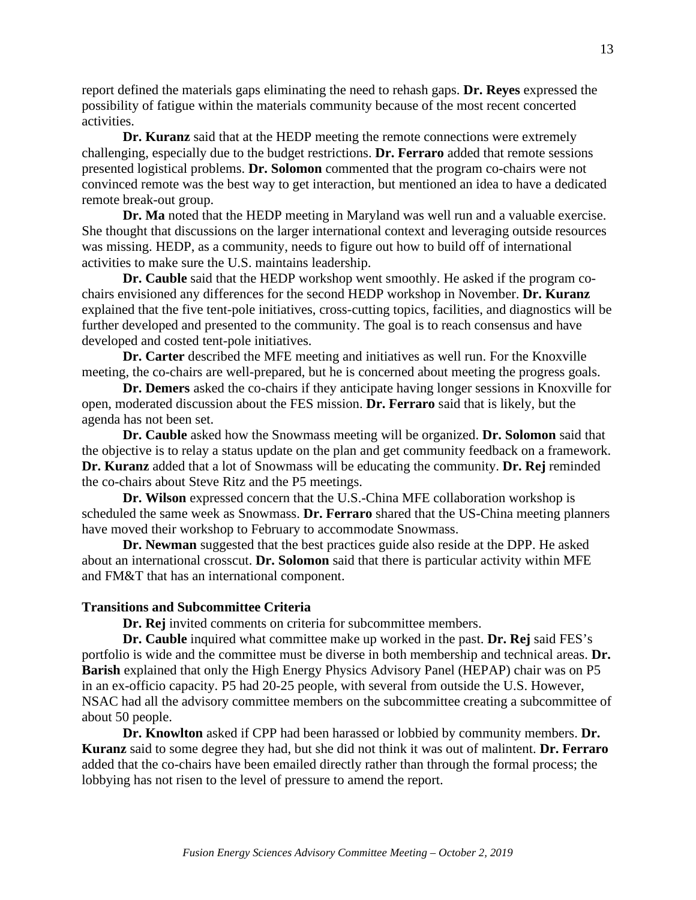report defined the materials gaps eliminating the need to rehash gaps. **Dr. Reyes** expressed the possibility of fatigue within the materials community because of the most recent concerted activities.

**Dr. Kuranz** said that at the HEDP meeting the remote connections were extremely challenging, especially due to the budget restrictions. **Dr. Ferraro** added that remote sessions presented logistical problems. **Dr. Solomon** commented that the program co-chairs were not convinced remote was the best way to get interaction, but mentioned an idea to have a dedicated remote break-out group.

**Dr. Ma** noted that the HEDP meeting in Maryland was well run and a valuable exercise. She thought that discussions on the larger international context and leveraging outside resources was missing. HEDP, as a community, needs to figure out how to build off of international activities to make sure the U.S. maintains leadership.

**Dr. Cauble** said that the HEDP workshop went smoothly. He asked if the program co-chairs envisioned any differences for the second HEDP workshop in November. **Dr. Kuranz** explained that the five tent-pole initiatives, cross-cutting topics, facilities, and diagnostics will be further developed and presented to the community. The goal is to reach consensus and have developed and costed tent-pole initiatives.

**Dr. Carter** described the MFE meeting and initiatives as well run. For the Knoxville meeting, the co-chairs are well-prepared, but he is concerned about meeting the progress goals.

**Dr. Demers** asked the co-chairs if they anticipate having longer sessions in Knoxville for open, moderated discussion about the FES mission. **Dr. Ferraro** said that is likely, but the agenda has not been set.

**Dr. Cauble** asked how the Snowmass meeting will be organized. **Dr. Solomon** said that the objective is to relay a status update on the plan and get community feedback on a framework. **Dr. Kuranz** added that a lot of Snowmass will be educating the community. **Dr. Rej** reminded the co-chairs about Steve Ritz and the P5 meetings.

**Dr. Wilson** expressed concern that the U.S.-China MFE collaboration workshop is scheduled the same week as Snowmass. **Dr. Ferraro** shared that the US-China meeting planners have moved their workshop to February to accommodate Snowmass.

**Dr. Newman** suggested that the best practices guide also reside at the DPP. He asked about an international crosscut. **Dr. Solomon** said that there is particular activity within MFE and FM&T that has an international component.

**Transitions and Subcommittee Criteria**

**Dr. Rej** invited comments on criteria for subcommittee members.

**Dr. Cauble** inquired what committee make up worked in the past. **Dr. Rej** said FES's portfolio is wide and the committee must be diverse in both membership and technical areas. **Dr. Barish** explained that only the High Energy Physics Advisory Panel (HEPAP) chair was on P5 in an ex-officio capacity. P5 had 20-25 people, with several from outside the U.S. However, NSAC had all the advisory committee members on the subcommittee creating a subcommittee of about 50 people.

**Dr. Knowlton** asked if CPP had been harassed or lobbied by community members. **Dr. Kuranz** said to some degree they had, but she did not think it was out of malintent. **Dr. Ferraro** added that the co-chairs have been emailed directly rather than through the formal process; the lobbying has not risen to the level of pressure to amend the report.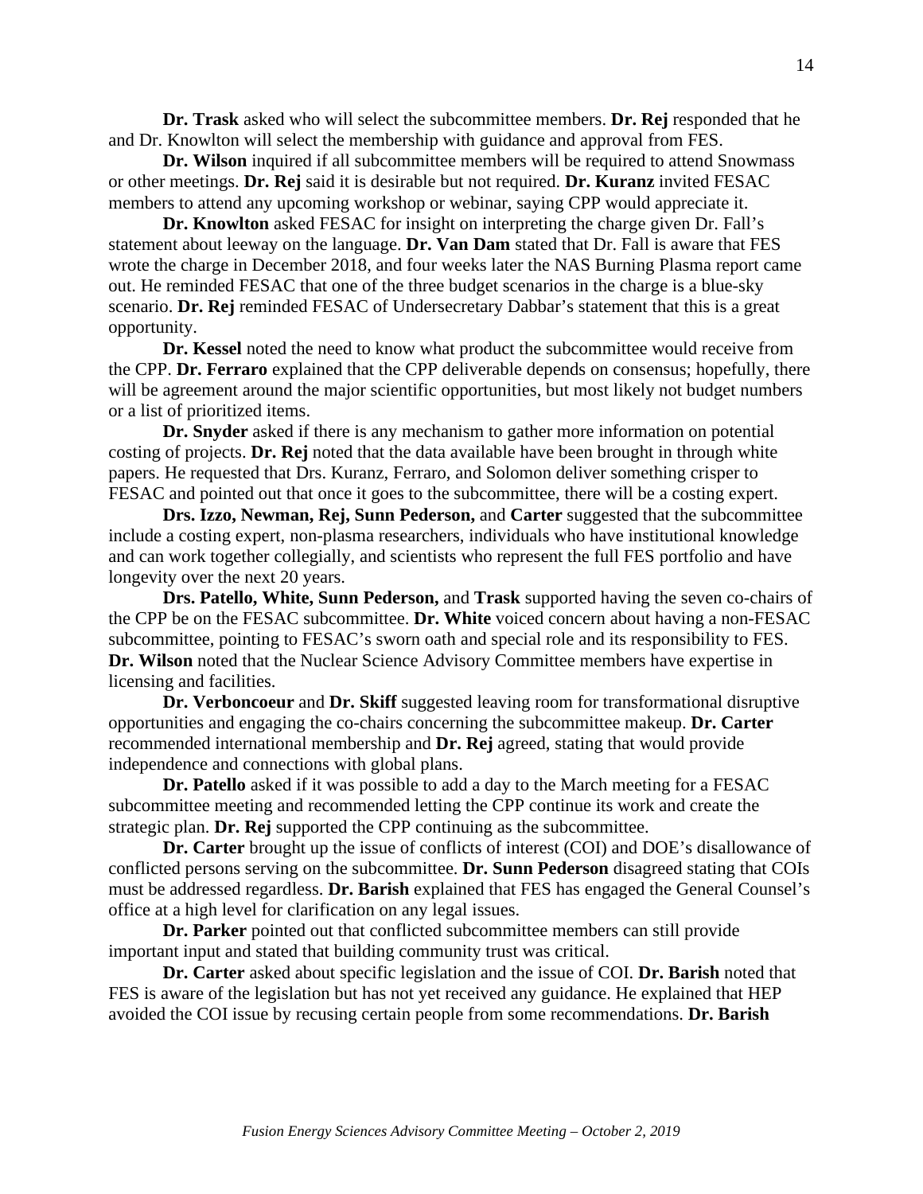**Dr. Trask** asked who will select the subcommittee members. **Dr. Rej** responded that he and Dr. Knowlton will select the membership with guidance and approval from FES.

**Dr. Wilson** inquired if all subcommittee members will be required to attend Snowmass or other meetings. **Dr. Rej** said it is desirable but not required. **Dr. Kuranz** invited FESAC members to attend any upcoming workshop or webinar, saying CPP would appreciate it.

**Dr. Knowlton** asked FESAC for insight on interpreting the charge given Dr. Fall's statement about leeway on the language. **Dr. Van Dam** stated that Dr. Fall is aware that FES wrote the charge in December 2018, and four weeks later the NAS Burning Plasma report came out. He reminded FESAC that one of the three budget scenarios in the charge is a blue-sky scenario. **Dr. Rej** reminded FESAC of Undersecretary Dabbar's statement that this is a great opportunity.

**Dr. Kessel** noted the need to know what product the subcommittee would receive from the CPP. **Dr. Ferraro** explained that the CPP deliverable depends on consensus; hopefully, there will be agreement around the major scientific opportunities, but most likely not budget numbers or a list of prioritized items.

**Dr. Snyder** asked if there is any mechanism to gather more information on potential costing of projects. **Dr. Rej** noted that the data available have been brought in through white papers. He requested that Drs. Kuranz, Ferraro, and Solomon deliver something crisper to FESAC and pointed out that once it goes to the subcommittee, there will be a costing expert.

**Drs. Izzo, Newman, Rej, Sunn Pederson,** and **Carter** suggested that the subcommittee include a costing expert, non-plasma researchers, individuals who have institutional knowledge and can work together collegially, and scientists who represent the full FES portfolio and have longevity over the next 20 years.

**Drs. Patello, White, Sunn Pederson,** and **Trask** supported having the seven co-chairs of the CPP be on the FESAC subcommittee. **Dr. White** voiced concern about having a non-FESAC subcommittee, pointing to FESAC's sworn oath and special role and its responsibility to FES. **Dr. Wilson** noted that the Nuclear Science Advisory Committee members have expertise in licensing and facilities.

**Dr. Verboncoeur** and **Dr. Skiff** suggested leaving room for transformational disruptive opportunities and engaging the co-chairs concerning the subcommittee makeup. **Dr. Carter** recommended international membership and **Dr. Rej** agreed, stating that would provide independence and connections with global plans.

**Dr. Patello** asked if it was possible to add a day to the March meeting for a FESAC subcommittee meeting and recommended letting the CPP continue its work and create the strategic plan. **Dr. Rej** supported the CPP continuing as the subcommittee.

**Dr. Carter** brought up the issue of conflicts of interest (COI) and DOE's disallowance of conflicted persons serving on the subcommittee. **Dr. Sunn Pederson** disagreed stating that COIs must be addressed regardless. **Dr. Barish** explained that FES has engaged the General Counsel's office at a high level for clarification on any legal issues.

**Dr. Parker** pointed out that conflicted subcommittee members can still provide important input and stated that building community trust was critical.

**Dr. Carter** asked about specific legislation and the issue of COI. **Dr. Barish** noted that FES is aware of the legislation but has not yet received any guidance. He explained that HEP avoided the COI issue by recusing certain people from some recommendations. **Dr. Barish**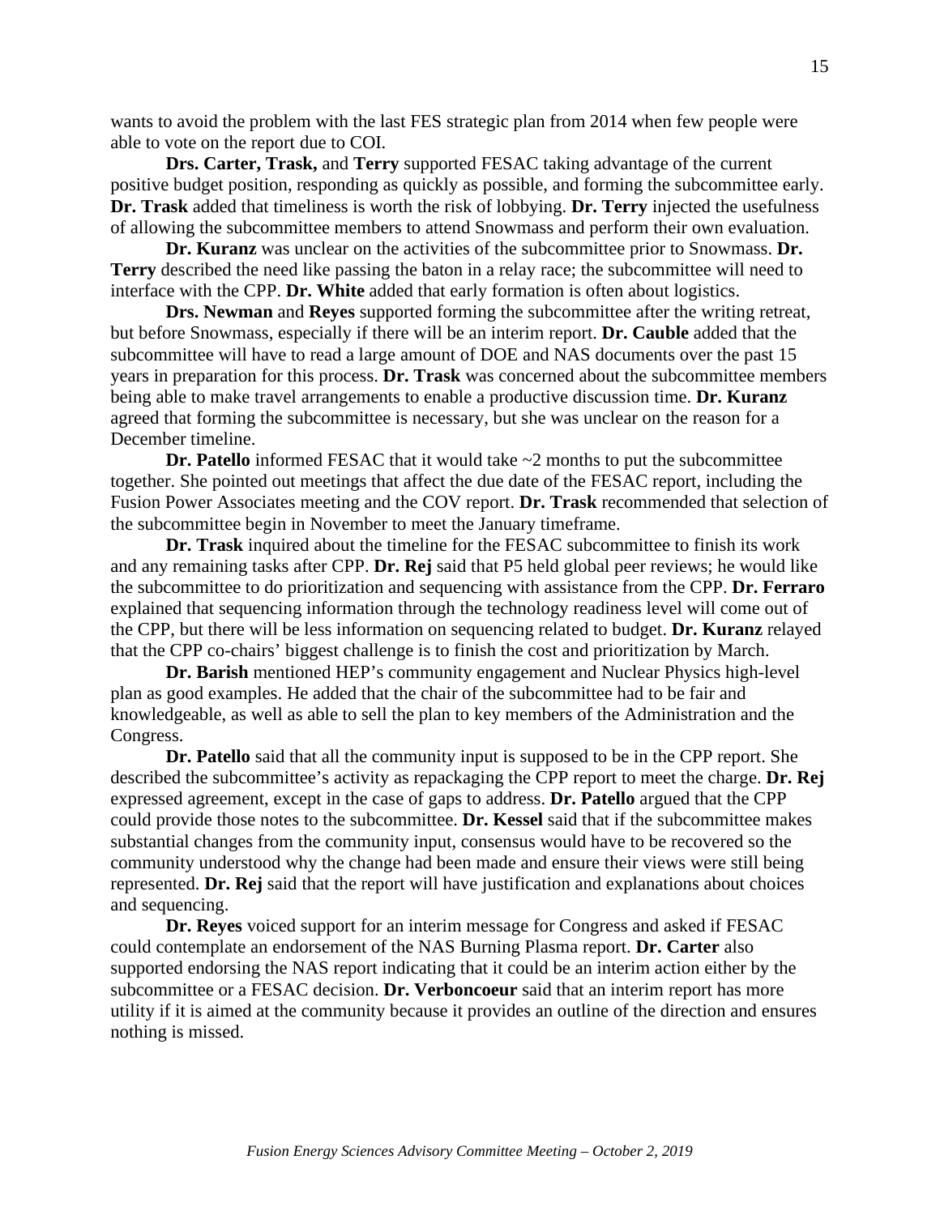wants to avoid the problem with the last FES strategic plan from 2014 when few people were able to vote on the report due to COI.

**Drs. Carter, Trask,** and **Terry** supported FESAC taking advantage of the current positive budget position, responding as quickly as possible, and forming the subcommittee early. **Dr. Trask** added that timeliness is worth the risk of lobbying. **Dr. Terry** injected the usefulness of allowing the subcommittee members to attend Snowmass and perform their own evaluation.

**Dr. Kuranz** was unclear on the activities of the subcommittee prior to Snowmass. **Dr. Terry** described the need like passing the baton in a relay race; the subcommittee will need to interface with the CPP. **Dr. White** added that early formation is often about logistics.

**Drs. Newman** and **Reyes** supported forming the subcommittee after the writing retreat, but before Snowmass, especially if there will be an interim report. **Dr. Cauble** added that the subcommittee will have to read a large amount of DOE and NAS documents over the past 15 years in preparation for this process. **Dr. Trask** was concerned about the subcommittee members being able to make travel arrangements to enable a productive discussion time. **Dr. Kuranz** agreed that forming the subcommittee is necessary, but she was unclear on the reason for a December timeline.

**Dr. Patello** informed FESAC that it would take ~2 months to put the subcommittee together. She pointed out meetings that affect the due date of the FESAC report, including the Fusion Power Associates meeting and the COV report. **Dr. Trask** recommended that selection of the subcommittee begin in November to meet the January timeframe.

**Dr. Trask** inquired about the timeline for the FESAC subcommittee to finish its work and any remaining tasks after CPP. **Dr. Rej** said that P5 held global peer reviews; he would like the subcommittee to do prioritization and sequencing with assistance from the CPP. **Dr. Ferraro** explained that sequencing information through the technology readiness level will come out of the CPP, but there will be less information on sequencing related to budget. **Dr. Kuranz** relayed that the CPP co-chairs' biggest challenge is to finish the cost and prioritization by March.

**Dr. Barish** mentioned HEP's community engagement and Nuclear Physics high-level plan as good examples. He added that the chair of the subcommittee had to be fair and knowledgeable, as well as able to sell the plan to key members of the Administration and the Congress.

**Dr. Patello** said that all the community input is supposed to be in the CPP report. She described the subcommittee's activity as repackaging the CPP report to meet the charge. **Dr. Rej** expressed agreement, except in the case of gaps to address. **Dr. Patello** argued that the CPP could provide those notes to the subcommittee. **Dr. Kessel** said that if the subcommittee makes substantial changes from the community input, consensus would have to be recovered so the community understood why the change had been made and ensure their views were still being represented. **Dr. Rej** said that the report will have justification and explanations about choices and sequencing.

**Dr. Reyes** voiced support for an interim message for Congress and asked if FESAC could contemplate an endorsement of the NAS Burning Plasma report. **Dr. Carter** also supported endorsing the NAS report indicating that it could be an interim action either by the subcommittee or a FESAC decision. **Dr. Verboncoeur** said that an interim report has more utility if it is aimed at the community because it provides an outline of the direction and ensures nothing is missed.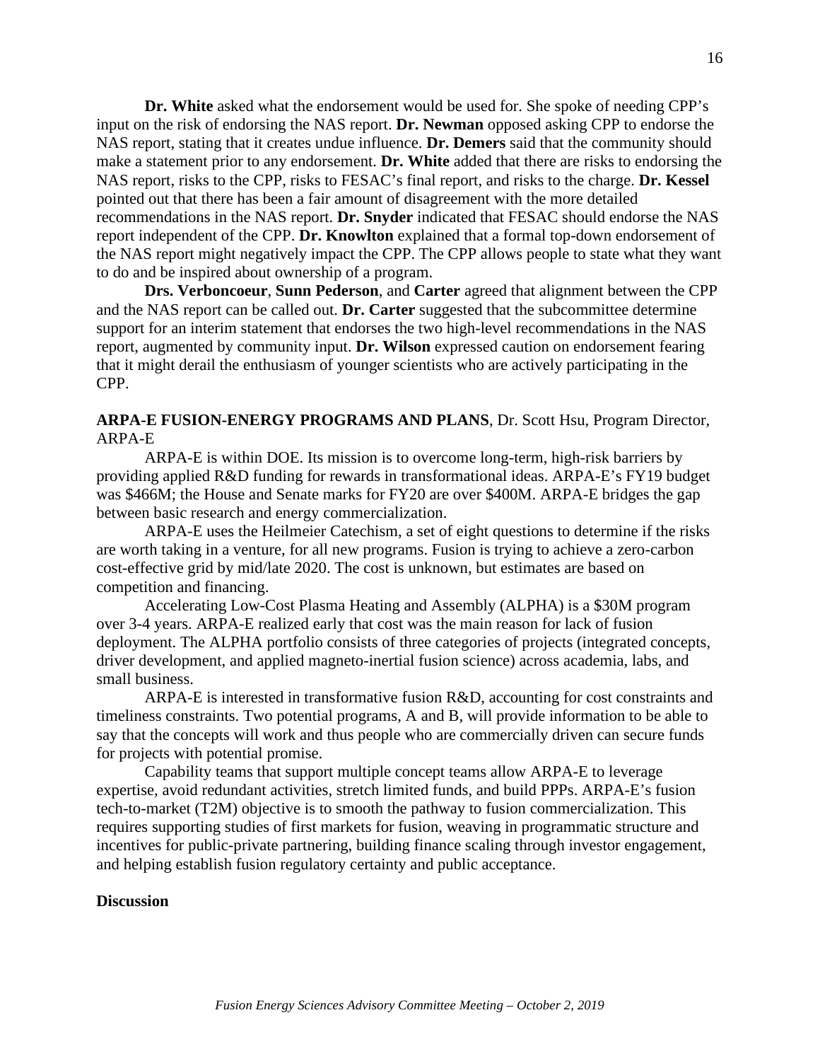**Dr. White** asked what the endorsement would be used for. She spoke of needing CPP's input on the risk of endorsing the NAS report. **Dr. Newman** opposed asking CPP to endorse the NAS report, stating that it creates undue influence. **Dr. Demers** said that the community should make a statement prior to any endorsement. **Dr. White** added that there are risks to endorsing the NAS report, risks to the CPP, risks to FESAC's final report, and risks to the charge. **Dr. Kessel** pointed out that there has been a fair amount of disagreement with the more detailed recommendations in the NAS report. **Dr. Snyder** indicated that FESAC should endorse the NAS report independent of the CPP. **Dr. Knowlton** explained that a formal top-down endorsement of the NAS report might negatively impact the CPP. The CPP allows people to state what they want to do and be inspired about ownership of a program.

**Drs. Verboncoeur**, **Sunn Pederson**, and **Carter** agreed that alignment between the CPP and the NAS report can be called out. **Dr. Carter** suggested that the subcommittee determine support for an interim statement that endorses the two high-level recommendations in the NAS report, augmented by community input. **Dr. Wilson** expressed caution on endorsement fearing that it might derail the enthusiasm of younger scientists who are actively participating in the CPP.

**ARPA-E FUSION-ENERGY PROGRAMS AND PLANS**, Dr. Scott Hsu, Program Director, ARPA-E

ARPA-E is within DOE. Its mission is to overcome long-term, high-risk barriers by providing applied R&D funding for rewards in transformational ideas. ARPA-E's FY19 budget was $466M; the House and Senate marks for FY20 are over $400M. ARPA-E bridges the gap between basic research and energy commercialization.

ARPA-E uses the Heilmeier Catechism, a set of eight questions to determine if the risks are worth taking in a venture, for all new programs. Fusion is trying to achieve a zero-carbon cost-effective grid by mid/late 2020. The cost is unknown, but estimates are based on competition and financing.

Accelerating Low-Cost Plasma Heating and Assembly (ALPHA) is a $30M program over 3-4 years. ARPA-E realized early that cost was the main reason for lack of fusion deployment. The ALPHA portfolio consists of three categories of projects (integrated concepts, driver development, and applied magneto-inertial fusion science) across academia, labs, and small business.

ARPA-E is interested in transformative fusion R&D, accounting for cost constraints and timeliness constraints. Two potential programs, A and B, will provide information to be able to say that the concepts will work and thus people who are commercially driven can secure funds for projects with potential promise.

Capability teams that support multiple concept teams allow ARPA-E to leverage expertise, avoid redundant activities, stretch limited funds, and build PPPs. ARPA-E's fusion tech-to-market (T2M) objective is to smooth the pathway to fusion commercialization. This requires supporting studies of first markets for fusion, weaving in programmatic structure and incentives for public-private partnering, building finance scaling through investor engagement, and helping establish fusion regulatory certainty and public acceptance.

**Discussion**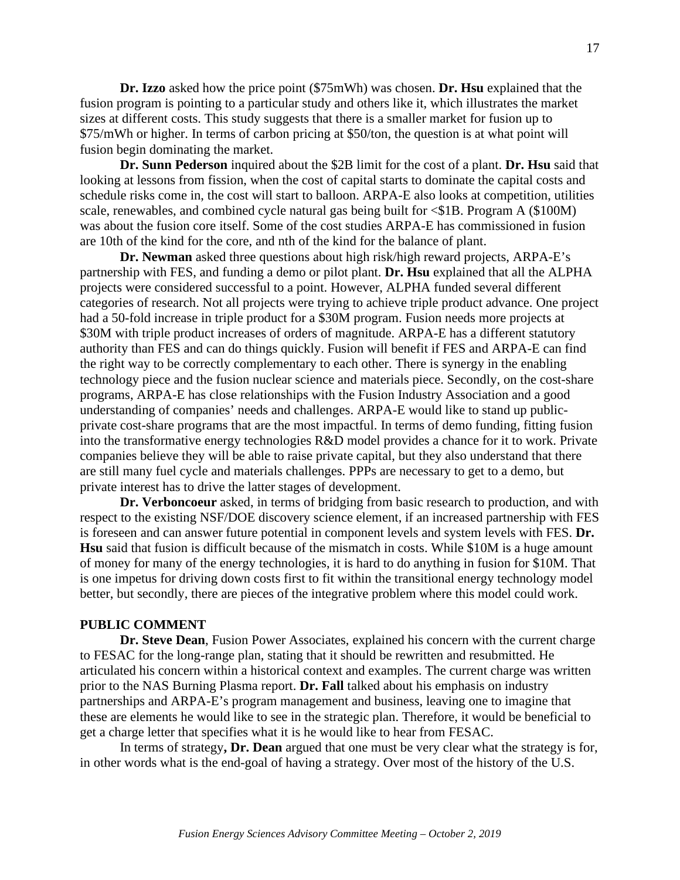**Dr. Izzo** asked how the price point ($75mWh) was chosen. **Dr. Hsu** explained that the fusion program is pointing to a particular study and others like it, which illustrates the market sizes at different costs. This study suggests that there is a smaller market for fusion up to $75/mWh or higher. In terms of carbon pricing at $50/ton, the question is at what point will fusion begin dominating the market.

**Dr. Sunn Pederson** inquired about the $2B limit for the cost of a plant. **Dr. Hsu** said that looking at lessons from fission, when the cost of capital starts to dominate the capital costs and schedule risks come in, the cost will start to balloon. ARPA-E also looks at competition, utilities scale, renewables, and combined cycle natural gas being built for <$1B. Program A ($100M) was about the fusion core itself. Some of the cost studies ARPA-E has commissioned in fusion are 10th of the kind for the core, and nth of the kind for the balance of plant.

**Dr. Newman** asked three questions about high risk/high reward projects, ARPA-E's partnership with FES, and funding a demo or pilot plant. **Dr. Hsu** explained that all the ALPHA projects were considered successful to a point. However, ALPHA funded several different categories of research. Not all projects were trying to achieve triple product advance. One project had a 50-fold increase in triple product for a $30M program. Fusion needs more projects at $30M with triple product increases of orders of magnitude. ARPA-E has a different statutory authority than FES and can do things quickly. Fusion will benefit if FES and ARPA-E can find the right way to be correctly complementary to each other. There is synergy in the enabling technology piece and the fusion nuclear science and materials piece. Secondly, on the cost-share programs, ARPA-E has close relationships with the Fusion Industry Association and a good understanding of companies' needs and challenges. ARPA-E would like to stand up public-private cost-share programs that are the most impactful. In terms of demo funding, fitting fusion into the transformative energy technologies R&D model provides a chance for it to work. Private companies believe they will be able to raise private capital, but they also understand that there are still many fuel cycle and materials challenges. PPPs are necessary to get to a demo, but private interest has to drive the latter stages of development.

**Dr. Verboncoeur** asked, in terms of bridging from basic research to production, and with respect to the existing NSF/DOE discovery science element, if an increased partnership with FES is foreseen and can answer future potential in component levels and system levels with FES. **Dr. Hsu** said that fusion is difficult because of the mismatch in costs. While $10M is a huge amount of money for many of the energy technologies, it is hard to do anything in fusion for $10M. That is one impetus for driving down costs first to fit within the transitional energy technology model better, but secondly, there are pieces of the integrative problem where this model could work.

## PUBLIC COMMENT

**Dr. Steve Dean**, Fusion Power Associates, explained his concern with the current charge to FESAC for the long-range plan, stating that it should be rewritten and resubmitted. He articulated his concern within a historical context and examples. The current charge was written prior to the NAS Burning Plasma report. **Dr. Fall** talked about his emphasis on industry partnerships and ARPA-E's program management and business, leaving one to imagine that these are elements he would like to see in the strategic plan. Therefore, it would be beneficial to get a charge letter that specifies what it is he would like to hear from FESAC.

In terms of strategy**, Dr. Dean** argued that one must be very clear what the strategy is for, in other words what is the end-goal of having a strategy. Over most of the history of the U.S.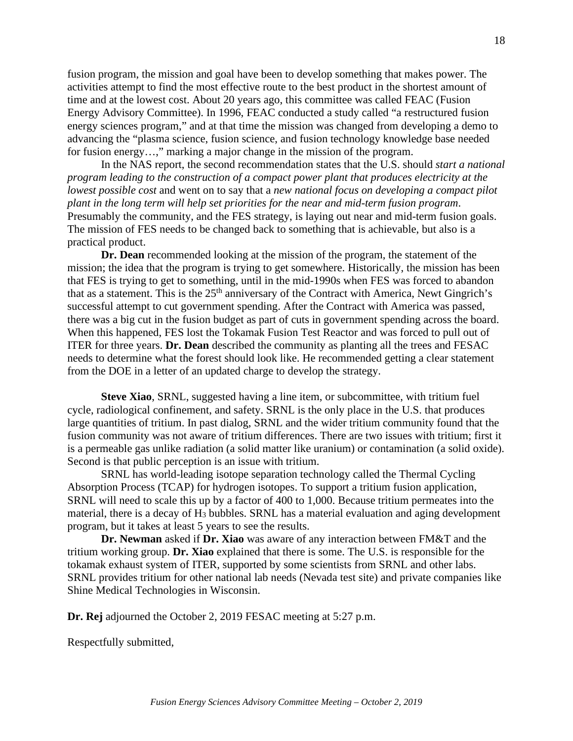fusion program, the mission and goal have been to develop something that makes power. The activities attempt to find the most effective route to the best product in the shortest amount of time and at the lowest cost. About 20 years ago, this committee was called FEAC (Fusion Energy Advisory Committee). In 1996, FEAC conducted a study called "a restructured fusion energy sciences program," and at that time the mission was changed from developing a demo to advancing the "plasma science, fusion science, and fusion technology knowledge base needed for fusion energy…," marking a major change in the mission of the program.

In the NAS report, the second recommendation states that the U.S. should *start a national program leading to the construction of a compact power plant that produces electricity at the lowest possible cost* and went on to say that a *new national focus on developing a compact pilot plant in the long term will help set priorities for the near and mid-term fusion program*. Presumably the community, and the FES strategy, is laying out near and mid-term fusion goals. The mission of FES needs to be changed back to something that is achievable, but also is a practical product.

**Dr. Dean** recommended looking at the mission of the program, the statement of the mission; the idea that the program is trying to get somewhere. Historically, the mission has been that FES is trying to get to something, until in the mid-1990s when FES was forced to abandon that as a statement. This is the 25th anniversary of the Contract with America, Newt Gingrich's successful attempt to cut government spending. After the Contract with America was passed, there was a big cut in the fusion budget as part of cuts in government spending across the board. When this happened, FES lost the Tokamak Fusion Test Reactor and was forced to pull out of ITER for three years. **Dr. Dean** described the community as planting all the trees and FESAC needs to determine what the forest should look like. He recommended getting a clear statement from the DOE in a letter of an updated charge to develop the strategy.

**Steve Xiao**, SRNL, suggested having a line item, or subcommittee, with tritium fuel cycle, radiological confinement, and safety. SRNL is the only place in the U.S. that produces large quantities of tritium. In past dialog, SRNL and the wider tritium community found that the fusion community was not aware of tritium differences. There are two issues with tritium; first it is a permeable gas unlike radiation (a solid matter like uranium) or contamination (a solid oxide). Second is that public perception is an issue with tritium.

SRNL has world-leading isotope separation technology called the Thermal Cycling Absorption Process (TCAP) for hydrogen isotopes. To support a tritium fusion application, SRNL will need to scale this up by a factor of 400 to 1,000. Because tritium permeates into the material, there is a decay of $H_3$ bubbles. SRNL has a material evaluation and aging development program, but it takes at least 5 years to see the results.

**Dr. Newman** asked if **Dr. Xiao** was aware of any interaction between FM&T and the tritium working group. **Dr. Xiao** explained that there is some. The U.S. is responsible for the tokamak exhaust system of ITER, supported by some scientists from SRNL and other labs. SRNL provides tritium for other national lab needs (Nevada test site) and private companies like Shine Medical Technologies in Wisconsin.

**Dr. Rej** adjourned the October 2, 2019 FESAC meeting at 5:27 p.m.

Respectfully submitted,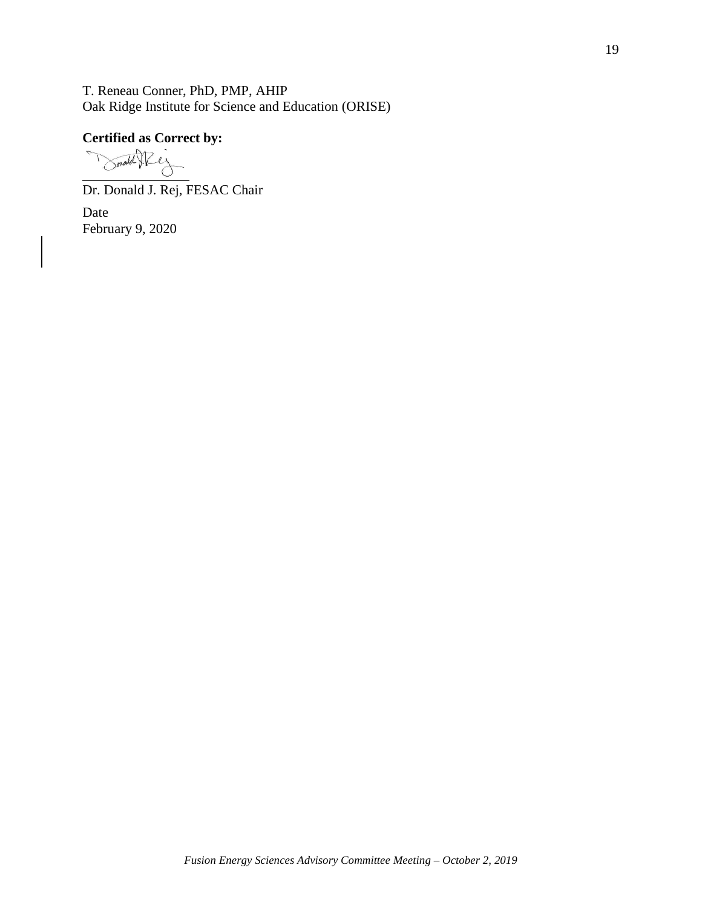T. Reneau Conner, PhD, PMP, AHIP
Oak Ridge Institute for Science and Education (ORISE)

**Certified as Correct by:**

\_\_\_\_\_\_\_\_\_\_\_\_\_\_\_\_\_\_\_\_\_\_

Dr. Donald J. Rej, FESAC Chair

Date
February 9, 2020